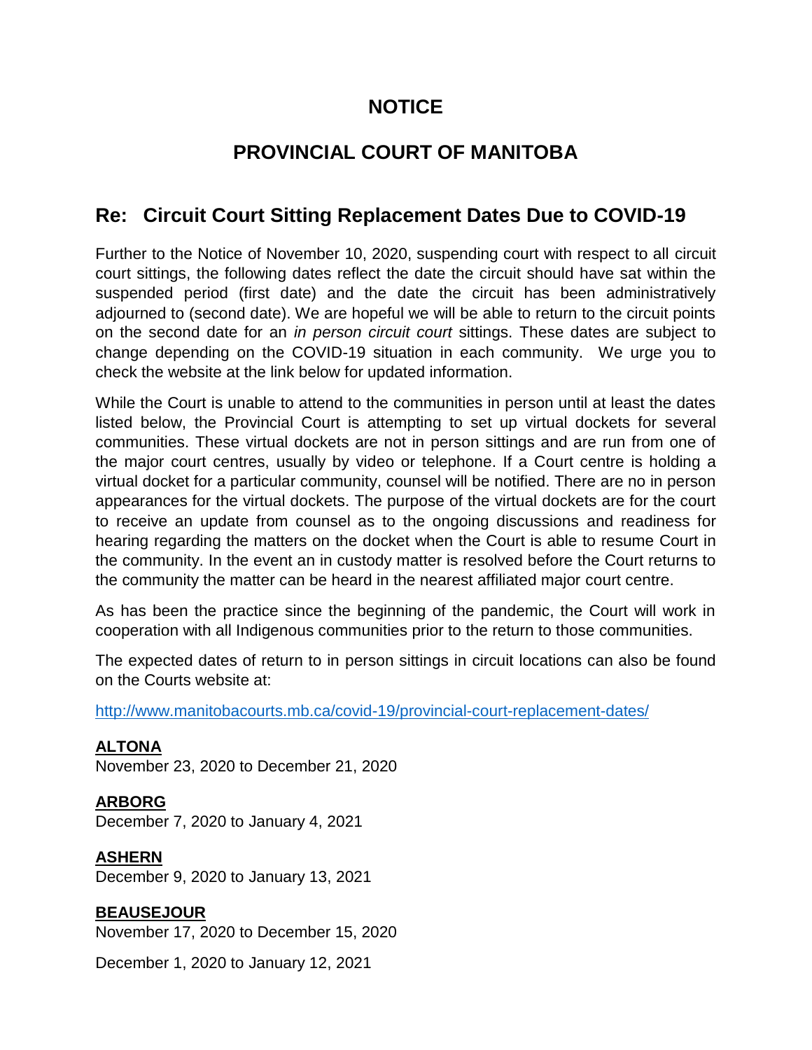# NOTICE

# PROVINCIAL COURT OF MANITOBA

## Re: Circuit Court Sitting Replacement Dates Due to COVID-19

Further to the Notice of November 10, 2020, suspending court with respect to all circuit court sittings, the following dates reflect the date the circuit should have sat within the suspended period (first date) and the date the circuit has been administratively adjourned to (second date). We are hopeful we will be able to return to the circuit points on the second date for an *in person circuit court* sittings. These dates are subject to change depending on the COVID-19 situation in each community. We urge you to check the website at the link below for updated information.

While the Court is unable to attend to the communities in person until at least the dates listed below, the Provincial Court is attempting to set up virtual dockets for several communities. These virtual dockets are not in person sittings and are run from one of the major court centres, usually by video or telephone. If a Court centre is holding a virtual docket for a particular community, counsel will be notified. There are no in person appearances for the virtual dockets. The purpose of the virtual dockets are for the court to receive an update from counsel as to the ongoing discussions and readiness for hearing regarding the matters on the docket when the Court is able to resume Court in the community. In the event an in custody matter is resolved before the Court returns to the community the matter can be heard in the nearest affiliated major court centre.

As has been the practice since the beginning of the pandemic, the Court will work in cooperation with all Indigenous communities prior to the return to those communities.

The expected dates of return to in person sittings in circuit locations can also be found on the Courts website at:

http://www.manitobacourts.mb.ca/covid-19/provincial-court-replacement-dates/

**ALTONA**
November 23, 2020 to December 21, 2020

**ARBORG**
December 7, 2020 to January 4, 2021

**ASHERN**
December 9, 2020 to January 13, 2021

**BEAUSEJOUR**
November 17, 2020 to December 15, 2020

December 1, 2020 to January 12, 2021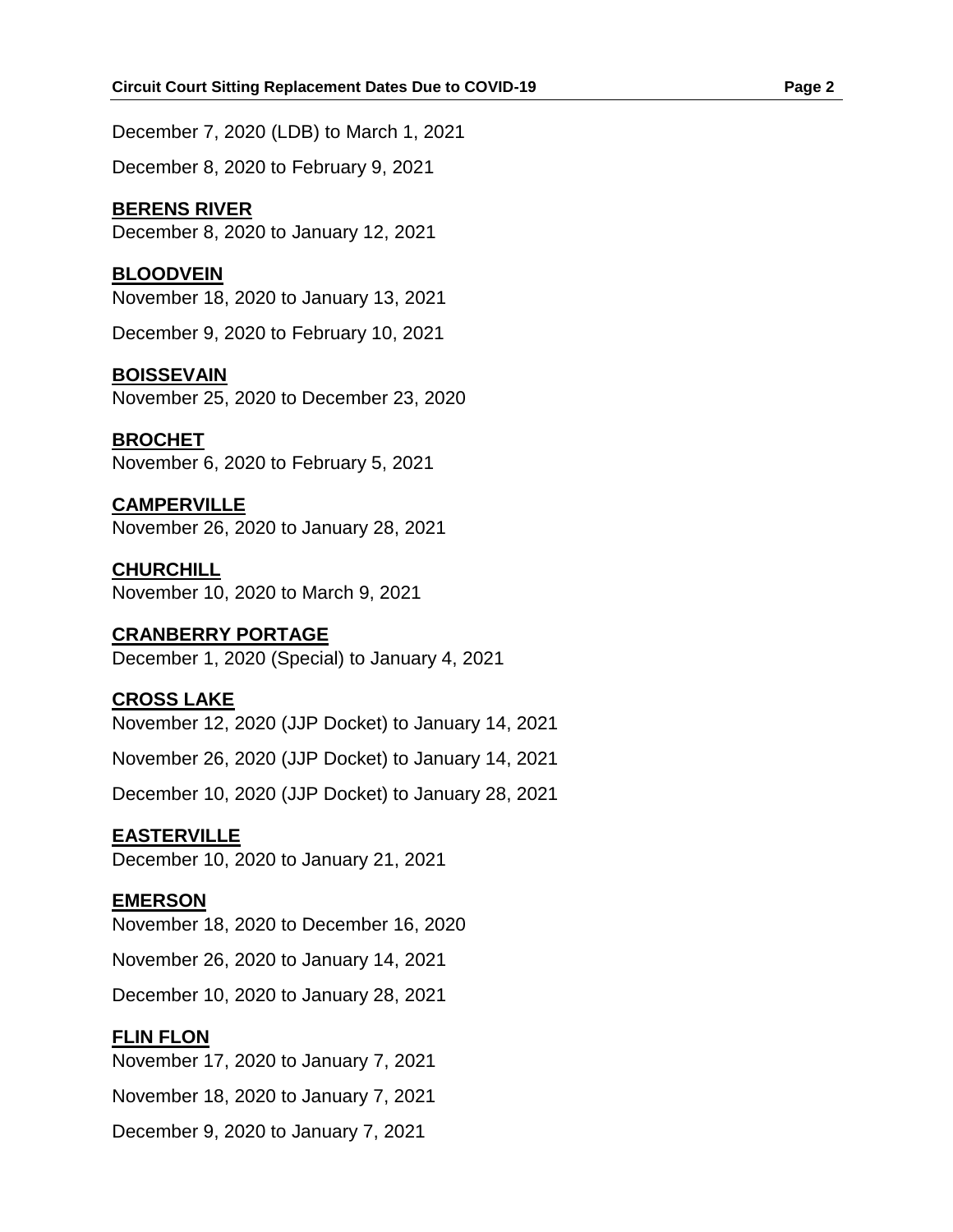December 7, 2020 (LDB) to March 1, 2021

December 8, 2020 to February 9, 2021

**BERENS RIVER**
December 8, 2020 to January 12, 2021

**BLOODVEIN**
November 18, 2020 to January 13, 2021

December 9, 2020 to February 10, 2021

**BOISSEVAIN**
November 25, 2020 to December 23, 2020

**BROCHET**
November 6, 2020 to February 5, 2021

**CAMPERVILLE**
November 26, 2020 to January 28, 2021

**CHURCHILL**
November 10, 2020 to March 9, 2021

**CRANBERRY PORTAGE**
December 1, 2020 (Special) to January 4, 2021

**CROSS LAKE**
November 12, 2020 (JJP Docket) to January 14, 2021

November 26, 2020 (JJP Docket) to January 14, 2021

December 10, 2020 (JJP Docket) to January 28, 2021

**EASTERVILLE**
December 10, 2020 to January 21, 2021

**EMERSON**
November 18, 2020 to December 16, 2020

November 26, 2020 to January 14, 2021

December 10, 2020 to January 28, 2021

**FLIN FLON**
November 17, 2020 to January 7, 2021

November 18, 2020 to January 7, 2021

December 9, 2020 to January 7, 2021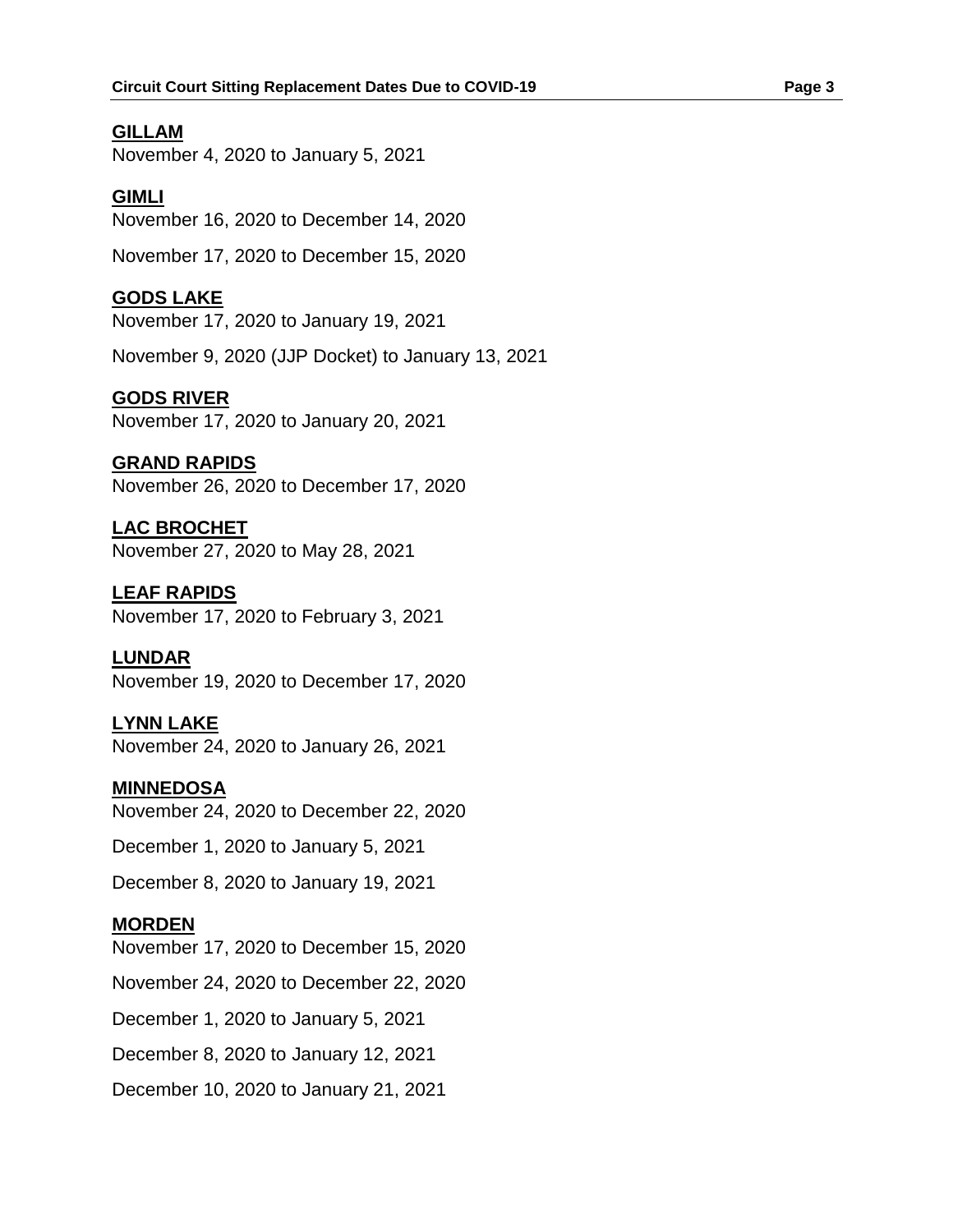**GILLAM**

November 4, 2020 to January 5, 2021

**GIMLI**

November 16, 2020 to December 14, 2020

November 17, 2020 to December 15, 2020

**GODS LAKE**

November 17, 2020 to January 19, 2021

November 9, 2020 (JJP Docket) to January 13, 2021

**GODS RIVER**

November 17, 2020 to January 20, 2021

**GRAND RAPIDS**

November 26, 2020 to December 17, 2020

**LAC BROCHET**

November 27, 2020 to May 28, 2021

**LEAF RAPIDS**

November 17, 2020 to February 3, 2021

**LUNDAR**

November 19, 2020 to December 17, 2020

**LYNN LAKE**

November 24, 2020 to January 26, 2021

**MINNEDOSA**

November 24, 2020 to December 22, 2020

December 1, 2020 to January 5, 2021

December 8, 2020 to January 19, 2021

**MORDEN**

November 17, 2020 to December 15, 2020

November 24, 2020 to December 22, 2020

December 1, 2020 to January 5, 2021

December 8, 2020 to January 12, 2021

December 10, 2020 to January 21, 2021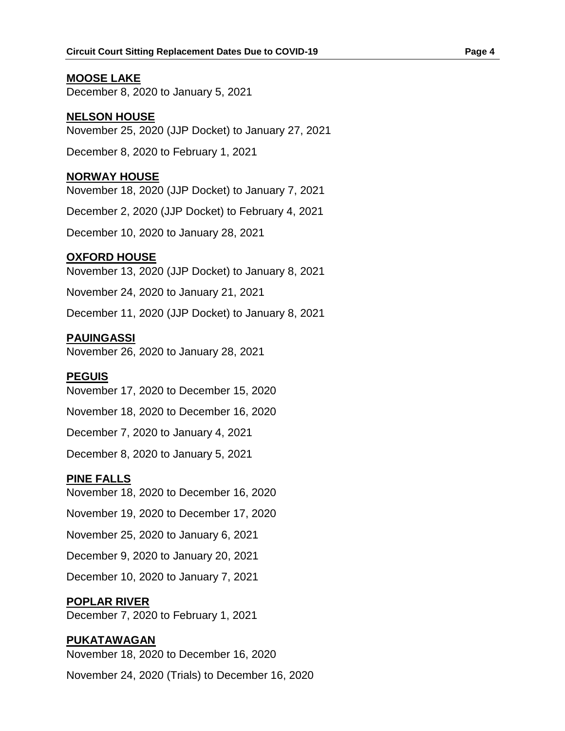**MOOSE LAKE**

December 8, 2020 to January 5, 2021

**NELSON HOUSE**

November 25, 2020 (JJP Docket) to January 27, 2021

December 8, 2020 to February 1, 2021

**NORWAY HOUSE**

November 18, 2020 (JJP Docket) to January 7, 2021

December 2, 2020 (JJP Docket) to February 4, 2021

December 10, 2020 to January 28, 2021

**OXFORD HOUSE**

November 13, 2020 (JJP Docket) to January 8, 2021

November 24, 2020 to January 21, 2021

December 11, 2020 (JJP Docket) to January 8, 2021

**PAUINGASSI**

November 26, 2020 to January 28, 2021

**PEGUIS**

November 17, 2020 to December 15, 2020

November 18, 2020 to December 16, 2020

December 7, 2020 to January 4, 2021

December 8, 2020 to January 5, 2021

**PINE FALLS**

November 18, 2020 to December 16, 2020

November 19, 2020 to December 17, 2020

November 25, 2020 to January 6, 2021

December 9, 2020 to January 20, 2021

December 10, 2020 to January 7, 2021

**POPLAR RIVER**

December 7, 2020 to February 1, 2021

**PUKATAWAGAN**

November 18, 2020 to December 16, 2020

November 24, 2020 (Trials) to December 16, 2020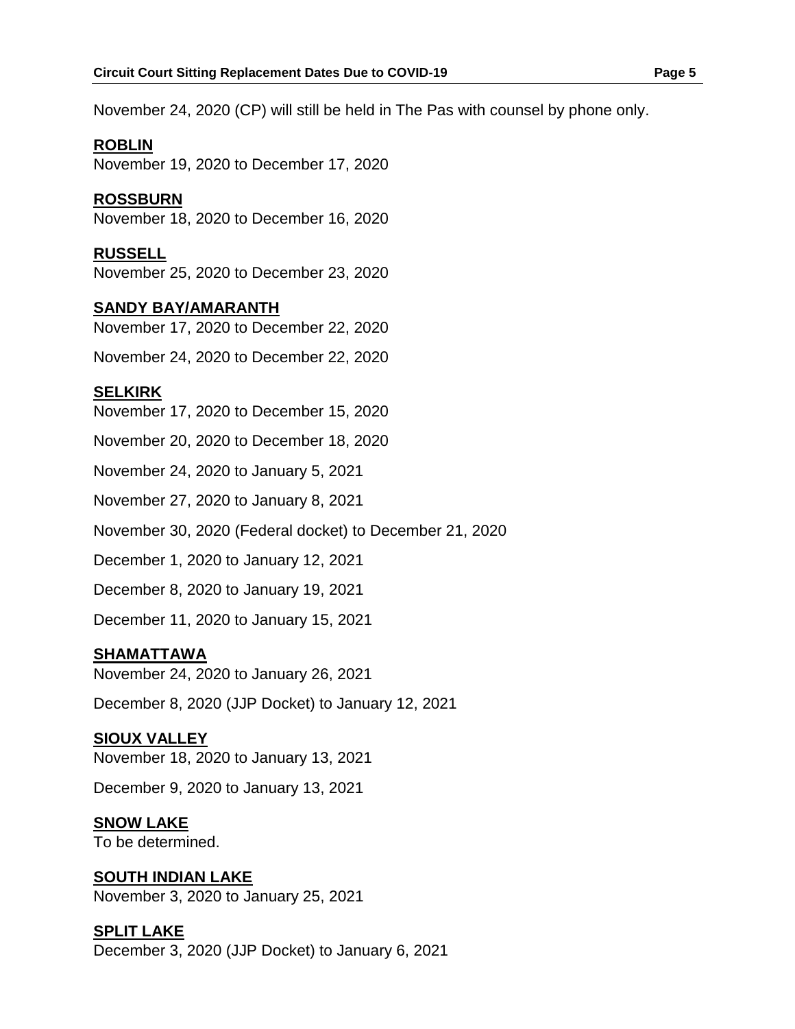November 24, 2020 (CP) will still be held in The Pas with counsel by phone only.

**ROBLIN**
November 19, 2020 to December 17, 2020

**ROSSBURN**
November 18, 2020 to December 16, 2020

**RUSSELL**
November 25, 2020 to December 23, 2020

**SANDY BAY/AMARANTH**
November 17, 2020 to December 22, 2020

November 24, 2020 to December 22, 2020

**SELKIRK**
November 17, 2020 to December 15, 2020

November 20, 2020 to December 18, 2020

November 24, 2020 to January 5, 2021

November 27, 2020 to January 8, 2021

November 30, 2020 (Federal docket) to December 21, 2020

December 1, 2020 to January 12, 2021

December 8, 2020 to January 19, 2021

December 11, 2020 to January 15, 2021

**SHAMATTAWA**
November 24, 2020 to January 26, 2021

December 8, 2020 (JJP Docket) to January 12, 2021

**SIOUX VALLEY**
November 18, 2020 to January 13, 2021

December 9, 2020 to January 13, 2021

**SNOW LAKE**
To be determined.

**SOUTH INDIAN LAKE**
November 3, 2020 to January 25, 2021

**SPLIT LAKE**
December 3, 2020 (JJP Docket) to January 6, 2021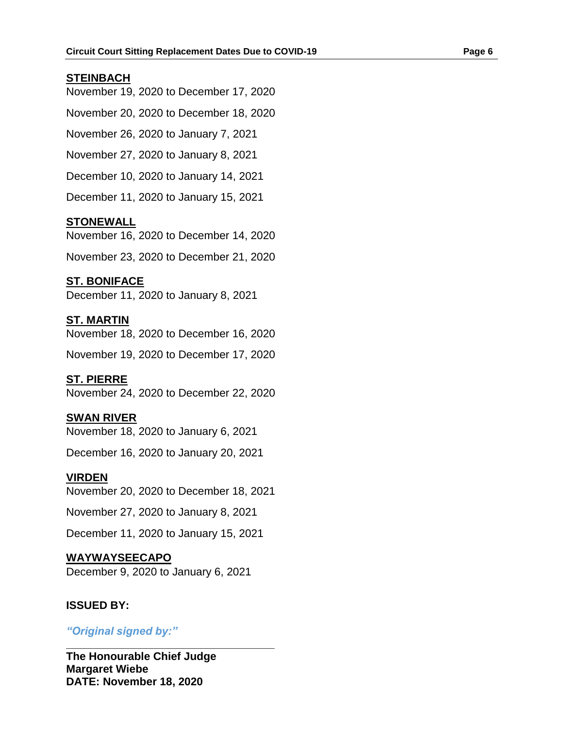**STEINBACH**

November 19, 2020 to December 17, 2020

November 20, 2020 to December 18, 2020

November 26, 2020 to January 7, 2021

November 27, 2020 to January 8, 2021

December 10, 2020 to January 14, 2021

December 11, 2020 to January 15, 2021

**STONEWALL**

November 16, 2020 to December 14, 2020

November 23, 2020 to December 21, 2020

**ST. BONIFACE**

December 11, 2020 to January 8, 2021

**ST. MARTIN**

November 18, 2020 to December 16, 2020

November 19, 2020 to December 17, 2020

**ST. PIERRE**

November 24, 2020 to December 22, 2020

**SWAN RIVER**

November 18, 2020 to January 6, 2021

December 16, 2020 to January 20, 2021

**VIRDEN**

November 20, 2020 to December 18, 2021

November 27, 2020 to January 8, 2021

December 11, 2020 to January 15, 2021

**WAYWAYSEECAPO**

December 9, 2020 to January 6, 2021

**ISSUED BY:**

*"Original signed by:"*

**The Honourable Chief Judge**
**Margaret Wiebe**
**DATE: November 18, 2020**